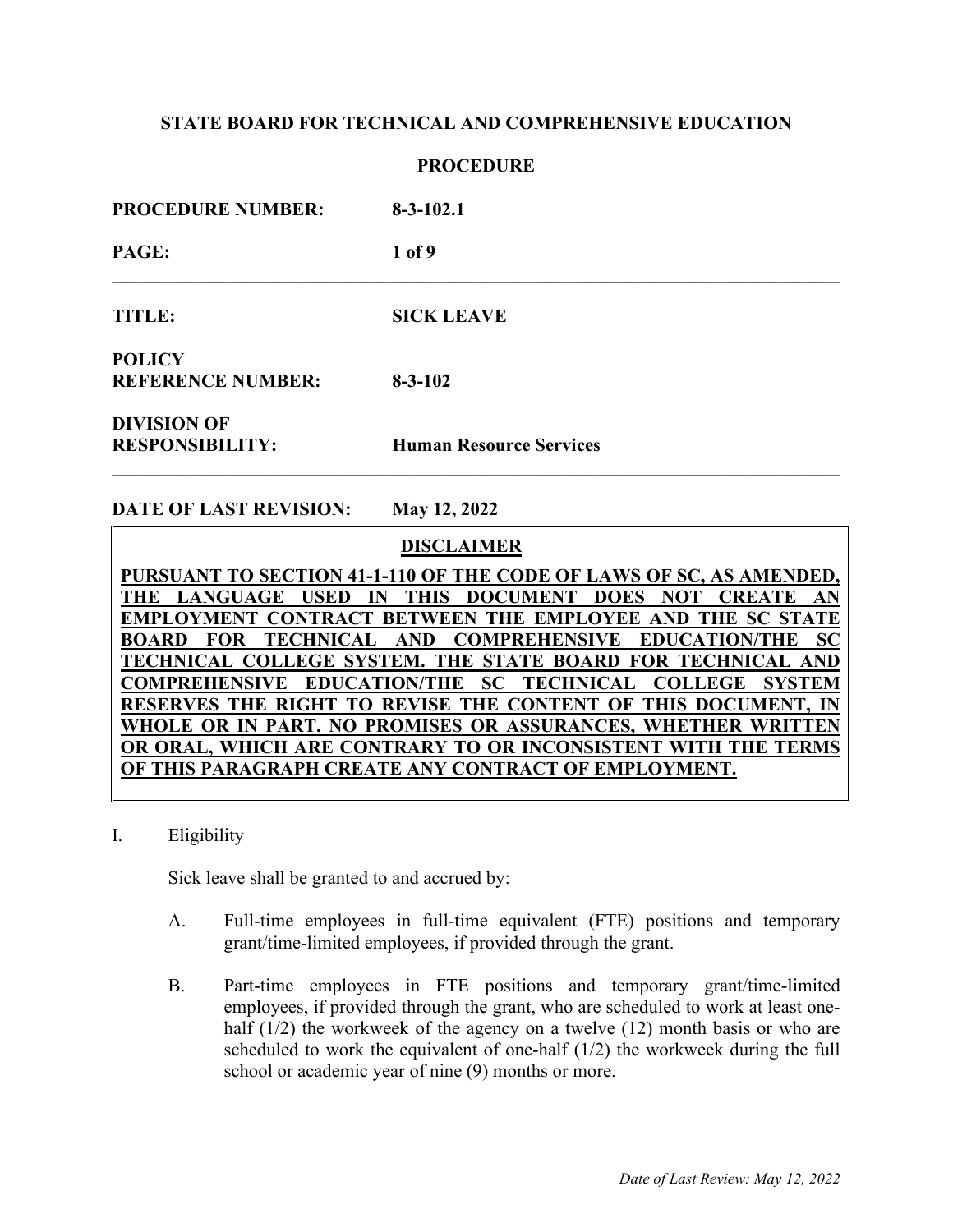**STATE BOARD FOR TECHNICAL AND COMPREHENSIVE EDUCATION**

**PROCEDURE**

| | |
|---|---|
| **PROCEDURE NUMBER:** | **8-3-102.1** |
| **TITLE:** | **SICK LEAVE** |
| **POLICY REFERENCE NUMBER:** | **8-3-102** |
| **DIVISION OF RESPONSIBILITY:** | **Human Resource Services** |

**DATE OF LAST REVISION: May 12, 2022**

**DISCLAIMER**

**PURSUANT TO SECTION 41-1-110 OF THE CODE OF LAWS OF SC, AS AMENDED, THE LANGUAGE USED IN THIS DOCUMENT DOES NOT CREATE AN EMPLOYMENT CONTRACT BETWEEN THE EMPLOYEE AND THE SC STATE BOARD FOR TECHNICAL AND COMPREHENSIVE EDUCATION/THE SC TECHNICAL COLLEGE SYSTEM. THE STATE BOARD FOR TECHNICAL AND COMPREHENSIVE EDUCATION/THE SC TECHNICAL COLLEGE SYSTEM RESERVES THE RIGHT TO REVISE THE CONTENT OF THIS DOCUMENT, IN WHOLE OR IN PART. NO PROMISES OR ASSURANCES, WHETHER WRITTEN OR ORAL, WHICH ARE CONTRARY TO OR INCONSISTENT WITH THE TERMS OF THIS PARAGRAPH CREATE ANY CONTRACT OF EMPLOYMENT.**

I. Eligibility

Sick leave shall be granted to and accrued by:

A. Full-time employees in full-time equivalent (FTE) positions and temporary grant/time-limited employees, if provided through the grant.

B. Part-time employees in FTE positions and temporary grant/time-limited employees, if provided through the grant, who are scheduled to work at least one-half (1/2) the workweek of the agency on a twelve (12) month basis or who are scheduled to work the equivalent of one-half (1/2) the workweek during the full school or academic year of nine (9) months or more.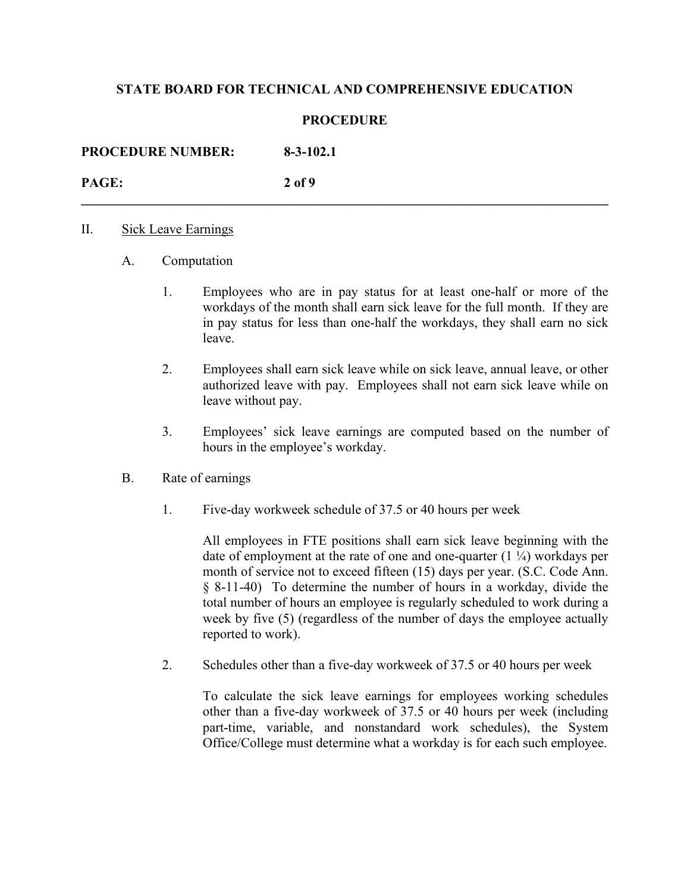II. Sick Leave Earnings

A. Computation

1. Employees who are in pay status for at least one-half or more of the workdays of the month shall earn sick leave for the full month. If they are in pay status for less than one-half the workdays, they shall earn no sick leave.

2. Employees shall earn sick leave while on sick leave, annual leave, or other authorized leave with pay. Employees shall not earn sick leave while on leave without pay.

3. Employees' sick leave earnings are computed based on the number of hours in the employee's workday.

B. Rate of earnings

1. Five-day workweek schedule of 37.5 or 40 hours per week

   All employees in FTE positions shall earn sick leave beginning with the date of employment at the rate of one and one-quarter (1 ¼) workdays per month of service not to exceed fifteen (15) days per year. (S.C. Code Ann. § 8-11-40) To determine the number of hours in a workday, divide the total number of hours an employee is regularly scheduled to work during a week by five (5) (regardless of the number of days the employee actually reported to work).

2. Schedules other than a five-day workweek of 37.5 or 40 hours per week

   To calculate the sick leave earnings for employees working schedules other than a five-day workweek of 37.5 or 40 hours per week (including part-time, variable, and nonstandard work schedules), the System Office/College must determine what a workday is for each such employee.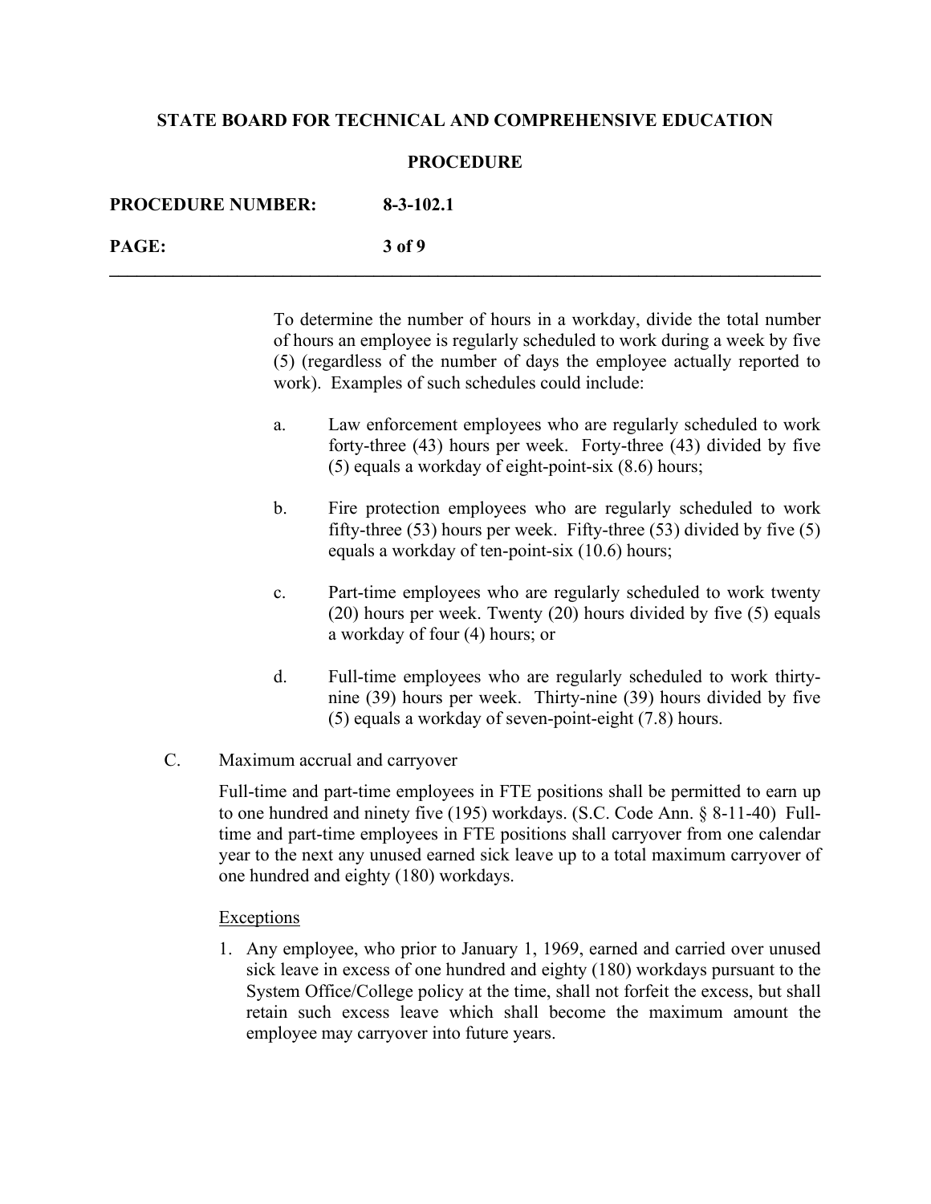To determine the number of hours in a workday, divide the total number of hours an employee is regularly scheduled to work during a week by five (5) (regardless of the number of days the employee actually reported to work). Examples of such schedules could include:

a. Law enforcement employees who are regularly scheduled to work forty-three (43) hours per week. Forty-three (43) divided by five (5) equals a workday of eight-point-six (8.6) hours;

b. Fire protection employees who are regularly scheduled to work fifty-three (53) hours per week. Fifty-three (53) divided by five (5) equals a workday of ten-point-six (10.6) hours;

c. Part-time employees who are regularly scheduled to work twenty (20) hours per week. Twenty (20) hours divided by five (5) equals a workday of four (4) hours; or

d. Full-time employees who are regularly scheduled to work thirty-nine (39) hours per week. Thirty-nine (39) hours divided by five (5) equals a workday of seven-point-eight (7.8) hours.

C. Maximum accrual and carryover

Full-time and part-time employees in FTE positions shall be permitted to earn up to one hundred and ninety five (195) workdays. (S.C. Code Ann. § 8-11-40) Full-time and part-time employees in FTE positions shall carryover from one calendar year to the next any unused earned sick leave up to a total maximum carryover of one hundred and eighty (180) workdays.

Exceptions

1. Any employee, who prior to January 1, 1969, earned and carried over unused sick leave in excess of one hundred and eighty (180) workdays pursuant to the System Office/College policy at the time, shall not forfeit the excess, but shall retain such excess leave which shall become the maximum amount the employee may carryover into future years.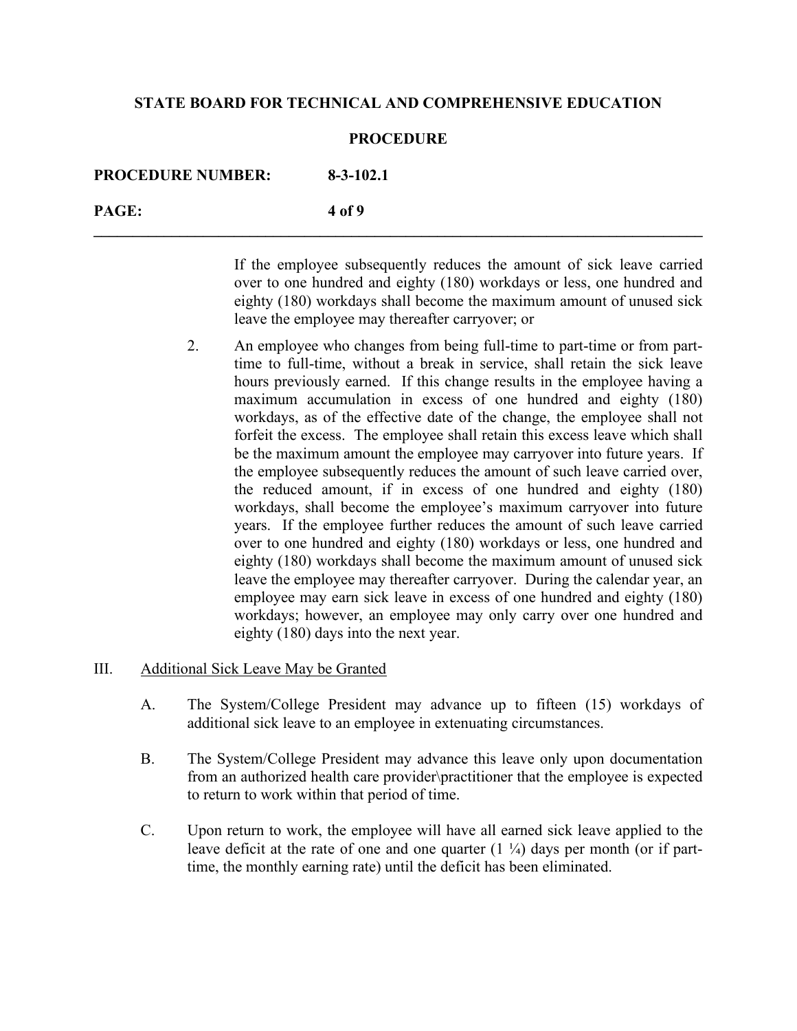If the employee subsequently reduces the amount of sick leave carried over to one hundred and eighty (180) workdays or less, one hundred and eighty (180) workdays shall become the maximum amount of unused sick leave the employee may thereafter carryover; or

2. An employee who changes from being full-time to part-time or from part-time to full-time, without a break in service, shall retain the sick leave hours previously earned. If this change results in the employee having a maximum accumulation in excess of one hundred and eighty (180) workdays, as of the effective date of the change, the employee shall not forfeit the excess. The employee shall retain this excess leave which shall be the maximum amount the employee may carryover into future years. If the employee subsequently reduces the amount of such leave carried over, the reduced amount, if in excess of one hundred and eighty (180) workdays, shall become the employee's maximum carryover into future years. If the employee further reduces the amount of such leave carried over to one hundred and eighty (180) workdays or less, one hundred and eighty (180) workdays shall become the maximum amount of unused sick leave the employee may thereafter carryover. During the calendar year, an employee may earn sick leave in excess of one hundred and eighty (180) workdays; however, an employee may only carry over one hundred and eighty (180) days into the next year.

III. Additional Sick Leave May be Granted

A. The System/College President may advance up to fifteen (15) workdays of additional sick leave to an employee in extenuating circumstances.

B. The System/College President may advance this leave only upon documentation from an authorized health care provider\practitioner that the employee is expected to return to work within that period of time.

C. Upon return to work, the employee will have all earned sick leave applied to the leave deficit at the rate of one and one quarter (1 ¼) days per month (or if part-time, the monthly earning rate) until the deficit has been eliminated.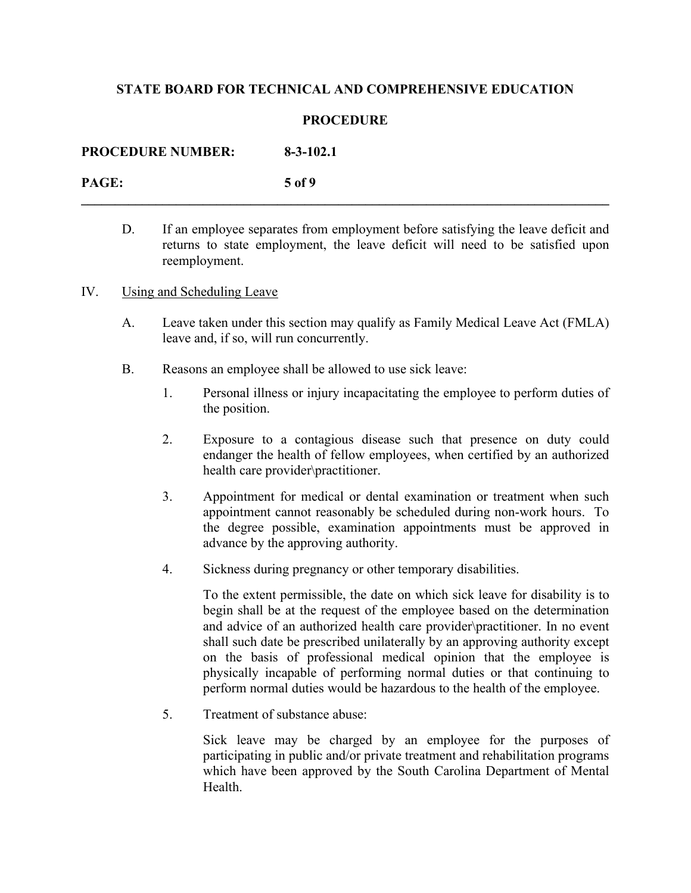D. If an employee separates from employment before satisfying the leave deficit and returns to state employment, the leave deficit will need to be satisfied upon reemployment.

IV. Using and Scheduling Leave

A. Leave taken under this section may qualify as Family Medical Leave Act (FMLA) leave and, if so, will run concurrently.

B. Reasons an employee shall be allowed to use sick leave:

1. Personal illness or injury incapacitating the employee to perform duties of the position.

2. Exposure to a contagious disease such that presence on duty could endanger the health of fellow employees, when certified by an authorized health care provider\practitioner.

3. Appointment for medical or dental examination or treatment when such appointment cannot reasonably be scheduled during non-work hours. To the degree possible, examination appointments must be approved in advance by the approving authority.

4. Sickness during pregnancy or other temporary disabilities.

   To the extent permissible, the date on which sick leave for disability is to begin shall be at the request of the employee based on the determination and advice of an authorized health care provider\practitioner. In no event shall such date be prescribed unilaterally by an approving authority except on the basis of professional medical opinion that the employee is physically incapable of performing normal duties or that continuing to perform normal duties would be hazardous to the health of the employee.

5. Treatment of substance abuse:

   Sick leave may be charged by an employee for the purposes of participating in public and/or private treatment and rehabilitation programs which have been approved by the South Carolina Department of Mental Health.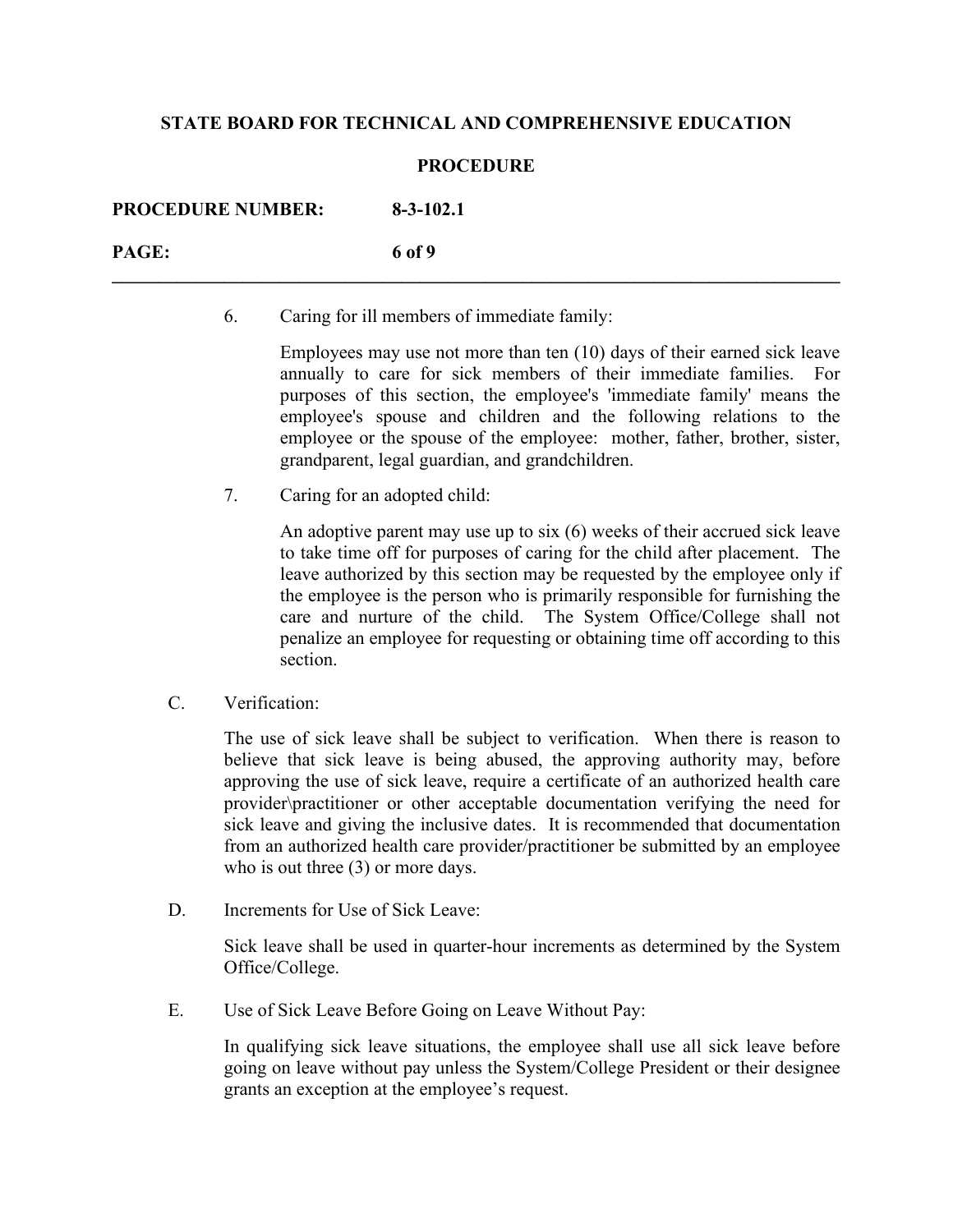6. Caring for ill members of immediate family:

   Employees may use not more than ten (10) days of their earned sick leave annually to care for sick members of their immediate families. For purposes of this section, the employee's 'immediate family' means the employee's spouse and children and the following relations to the employee or the spouse of the employee: mother, father, brother, sister, grandparent, legal guardian, and grandchildren.

7. Caring for an adopted child:

   An adoptive parent may use up to six (6) weeks of their accrued sick leave to take time off for purposes of caring for the child after placement. The leave authorized by this section may be requested by the employee only if the employee is the person who is primarily responsible for furnishing the care and nurture of the child. The System Office/College shall not penalize an employee for requesting or obtaining time off according to this section.

C. Verification:

   The use of sick leave shall be subject to verification. When there is reason to believe that sick leave is being abused, the approving authority may, before approving the use of sick leave, require a certificate of an authorized health care provider\practitioner or other acceptable documentation verifying the need for sick leave and giving the inclusive dates. It is recommended that documentation from an authorized health care provider/practitioner be submitted by an employee who is out three (3) or more days.

D. Increments for Use of Sick Leave:

   Sick leave shall be used in quarter-hour increments as determined by the System Office/College.

E. Use of Sick Leave Before Going on Leave Without Pay:

   In qualifying sick leave situations, the employee shall use all sick leave before going on leave without pay unless the System/College President or their designee grants an exception at the employee's request.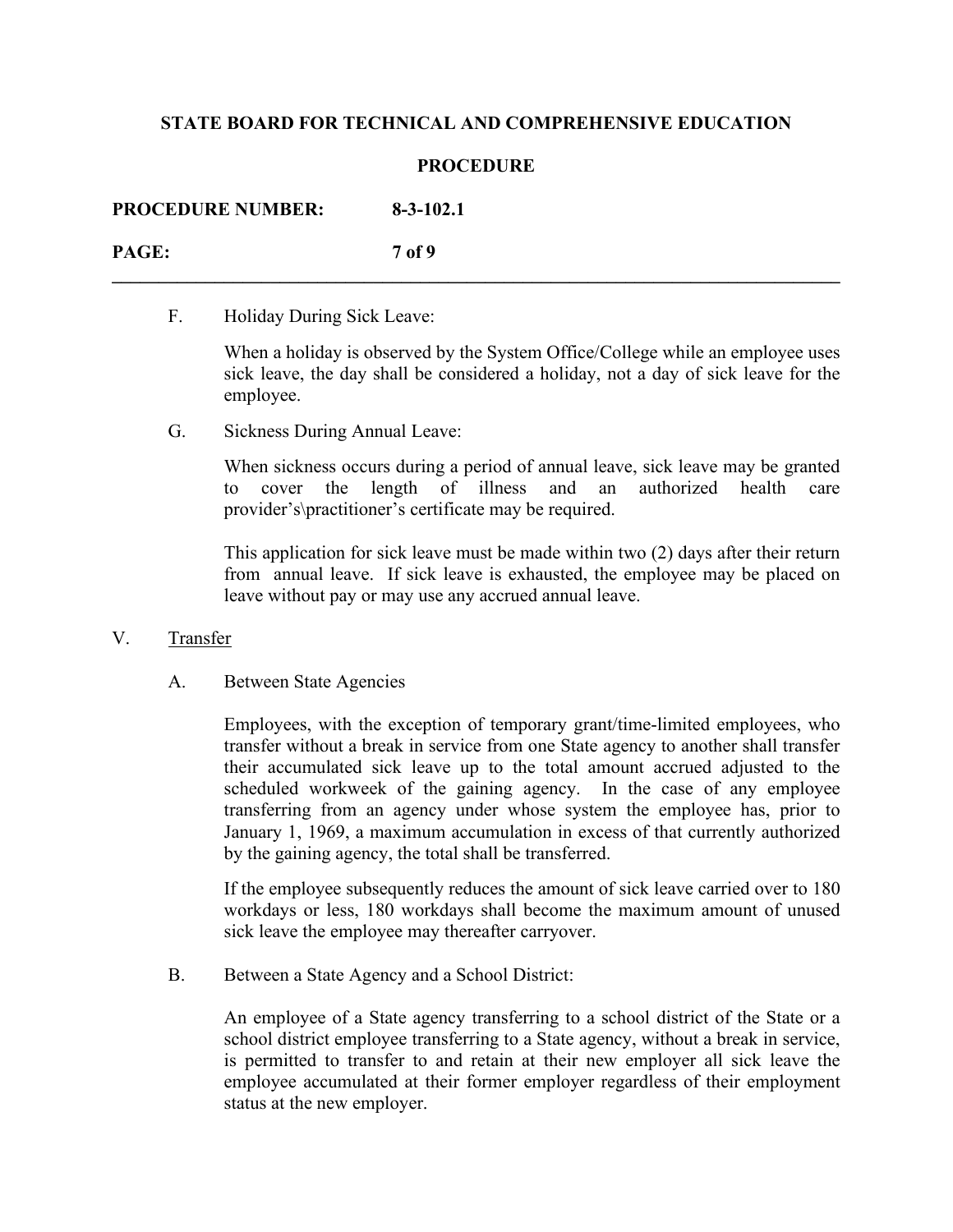F. Holiday During Sick Leave:

When a holiday is observed by the System Office/College while an employee uses sick leave, the day shall be considered a holiday, not a day of sick leave for the employee.

G. Sickness During Annual Leave:

When sickness occurs during a period of annual leave, sick leave may be granted to cover the length of illness and an authorized health care provider's\practitioner's certificate may be required.

This application for sick leave must be made within two (2) days after their return from annual leave. If sick leave is exhausted, the employee may be placed on leave without pay or may use any accrued annual leave.

## V. <u>Transfer</u>

A. Between State Agencies

Employees, with the exception of temporary grant/time-limited employees, who transfer without a break in service from one State agency to another shall transfer their accumulated sick leave up to the total amount accrued adjusted to the scheduled workweek of the gaining agency. In the case of any employee transferring from an agency under whose system the employee has, prior to January 1, 1969, a maximum accumulation in excess of that currently authorized by the gaining agency, the total shall be transferred.

If the employee subsequently reduces the amount of sick leave carried over to 180 workdays or less, 180 workdays shall become the maximum amount of unused sick leave the employee may thereafter carryover.

B. Between a State Agency and a School District:

An employee of a State agency transferring to a school district of the State or a school district employee transferring to a State agency, without a break in service, is permitted to transfer to and retain at their new employer all sick leave the employee accumulated at their former employer regardless of their employment status at the new employer.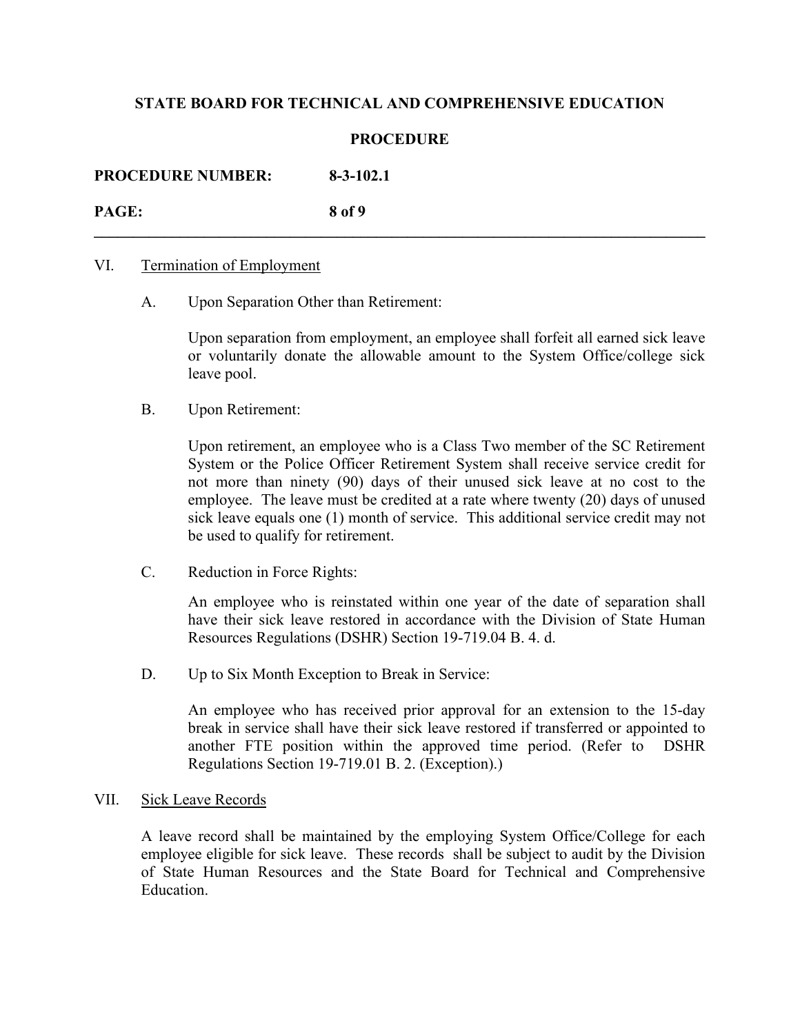VI. Termination of Employment

A. Upon Separation Other than Retirement:

Upon separation from employment, an employee shall forfeit all earned sick leave or voluntarily donate the allowable amount to the System Office/college sick leave pool.

B. Upon Retirement:

Upon retirement, an employee who is a Class Two member of the SC Retirement System or the Police Officer Retirement System shall receive service credit for not more than ninety (90) days of their unused sick leave at no cost to the employee. The leave must be credited at a rate where twenty (20) days of unused sick leave equals one (1) month of service. This additional service credit may not be used to qualify for retirement.

C. Reduction in Force Rights:

An employee who is reinstated within one year of the date of separation shall have their sick leave restored in accordance with the Division of State Human Resources Regulations (DSHR) Section 19-719.04 B. 4. d.

D. Up to Six Month Exception to Break in Service:

An employee who has received prior approval for an extension to the 15-day break in service shall have their sick leave restored if transferred or appointed to another FTE position within the approved time period. (Refer to DSHR Regulations Section 19-719.01 B. 2. (Exception).)

VII. Sick Leave Records

A leave record shall be maintained by the employing System Office/College for each employee eligible for sick leave. These records shall be subject to audit by the Division of State Human Resources and the State Board for Technical and Comprehensive Education.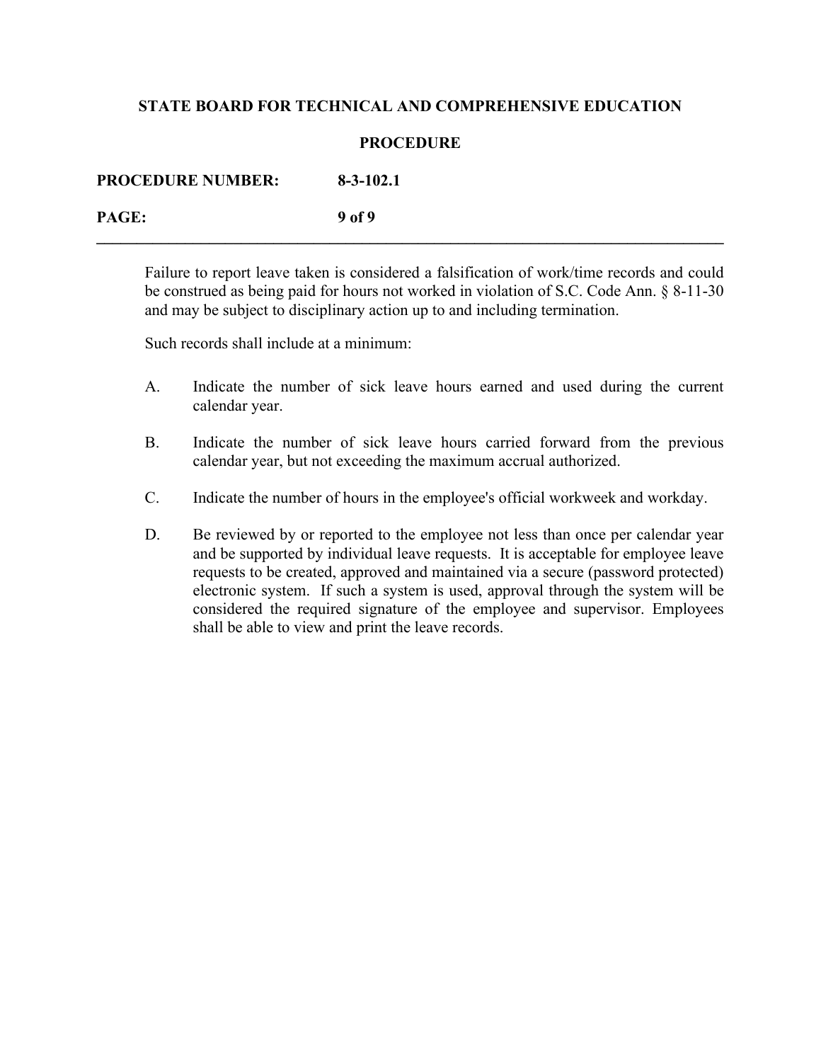Failure to report leave taken is considered a falsification of work/time records and could be construed as being paid for hours not worked in violation of S.C. Code Ann. § 8-11-30 and may be subject to disciplinary action up to and including termination.

Such records shall include at a minimum:

A. Indicate the number of sick leave hours earned and used during the current calendar year.

B. Indicate the number of sick leave hours carried forward from the previous calendar year, but not exceeding the maximum accrual authorized.

C. Indicate the number of hours in the employee's official workweek and workday.

D. Be reviewed by or reported to the employee not less than once per calendar year and be supported by individual leave requests. It is acceptable for employee leave requests to be created, approved and maintained via a secure (password protected) electronic system. If such a system is used, approval through the system will be considered the required signature of the employee and supervisor. Employees shall be able to view and print the leave records.